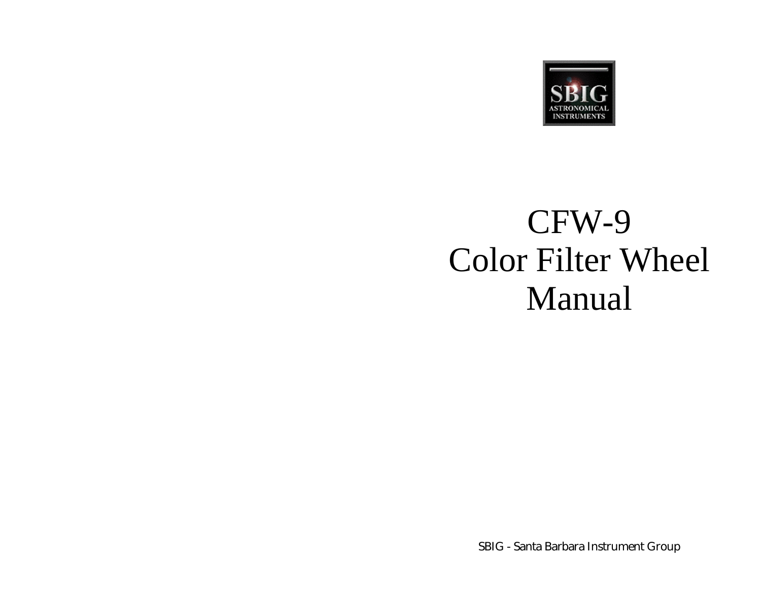SBIG
ASTRONOMICAL
INSTRUMENTS

# CFW-9 Color Filter Wheel Manual

SBIG - Santa Barbara Instrument Group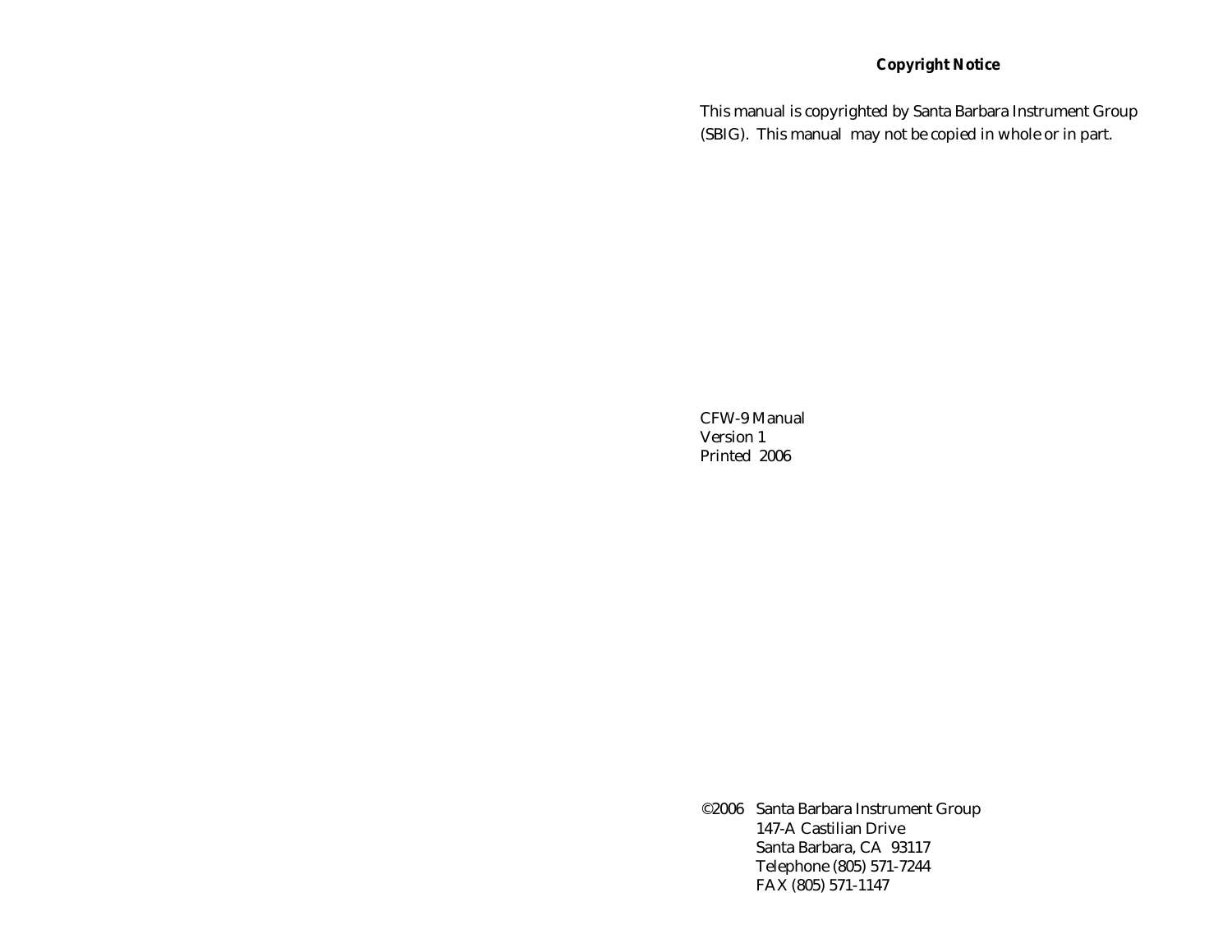**Copyright Notice**

This manual is copyrighted by Santa Barbara Instrument Group (SBIG). This manual may not be copied in whole or in part.

CFW-9 Manual
Version 1
Printed 2006

©2006 Santa Barbara Instrument Group
147-A Castilian Drive
Santa Barbara, CA 93117
Telephone (805) 571-7244
FAX (805) 571-1147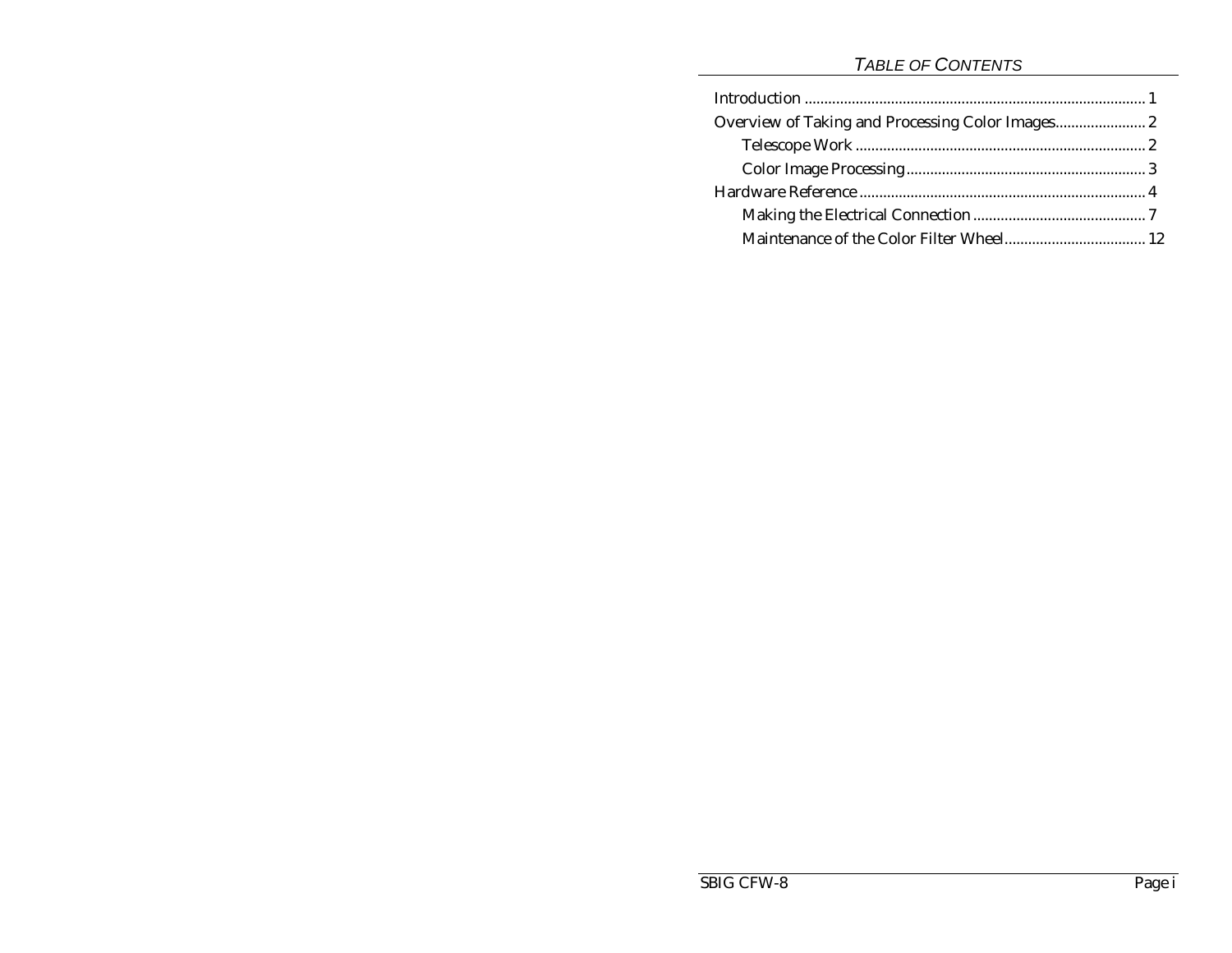# *Table of Contents*

Introduction ........................................................................................ 1

Overview of Taking and Processing Color Images....................... 2

- Telescope Work .......................................................................... 2
- Color Image Processing............................................................. 3

Hardware Reference ......................................................................... 4

- Making the Electrical Connection ............................................ 7
- Maintenance of the Color Filter Wheel.................................... 12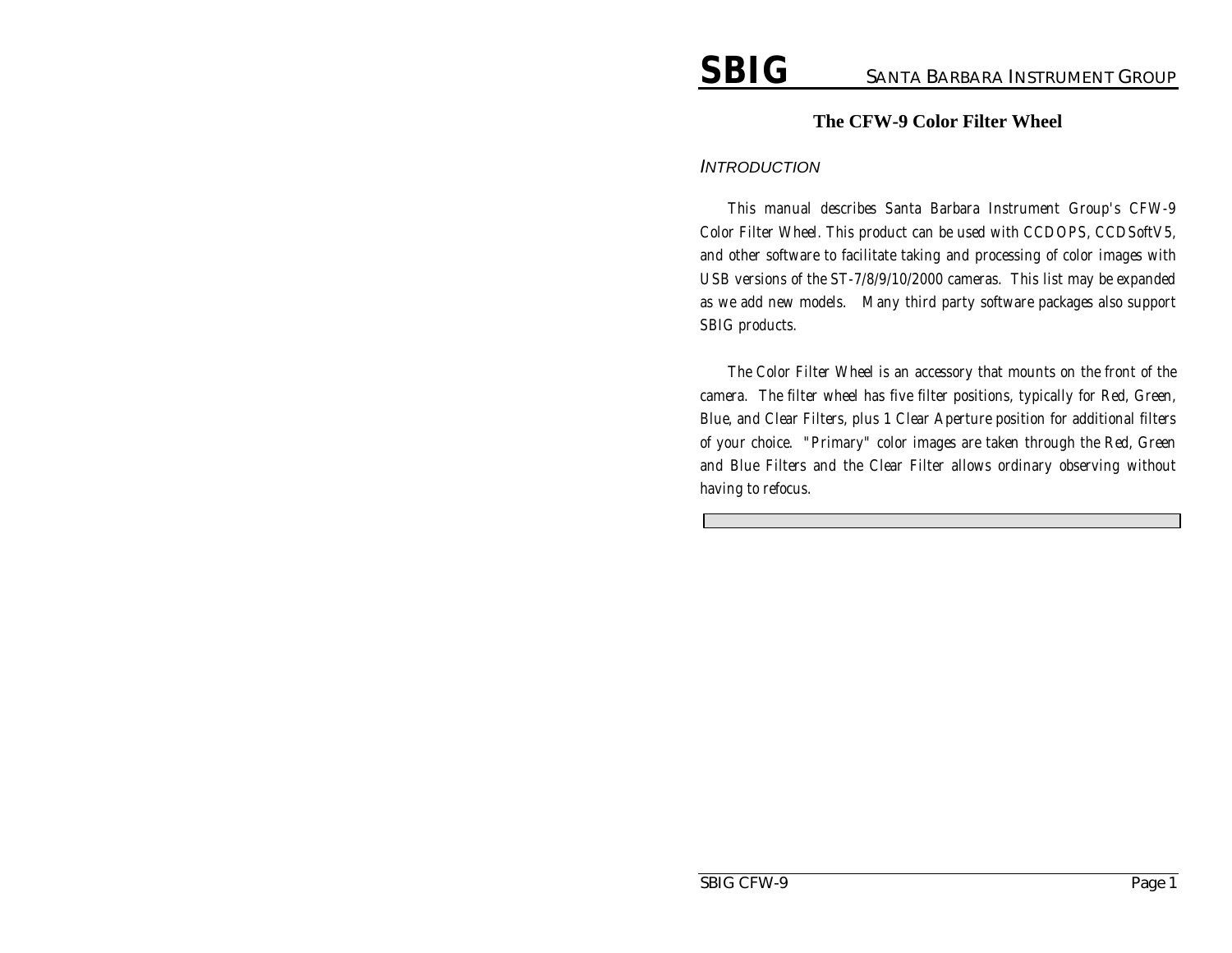# The CFW-9 Color Filter Wheel

## Introduction

This manual describes Santa Barbara Instrument Group's CFW-9 Color Filter Wheel. This product can be used with CCDOPS, CCDSoftV5, and other software to facilitate taking and processing of color images with USB versions of the ST-7/8/9/10/2000 cameras. This list may be expanded as we add new models. Many third party software packages also support SBIG products.

The Color Filter Wheel is an accessory that mounts on the front of the camera. The filter wheel has five filter positions, typically for Red, Green, Blue, and Clear Filters, plus 1 Clear Aperture position for additional filters of your choice. "Primary" color images are taken through the Red, Green and Blue Filters and the Clear Filter allows ordinary observing without having to refocus.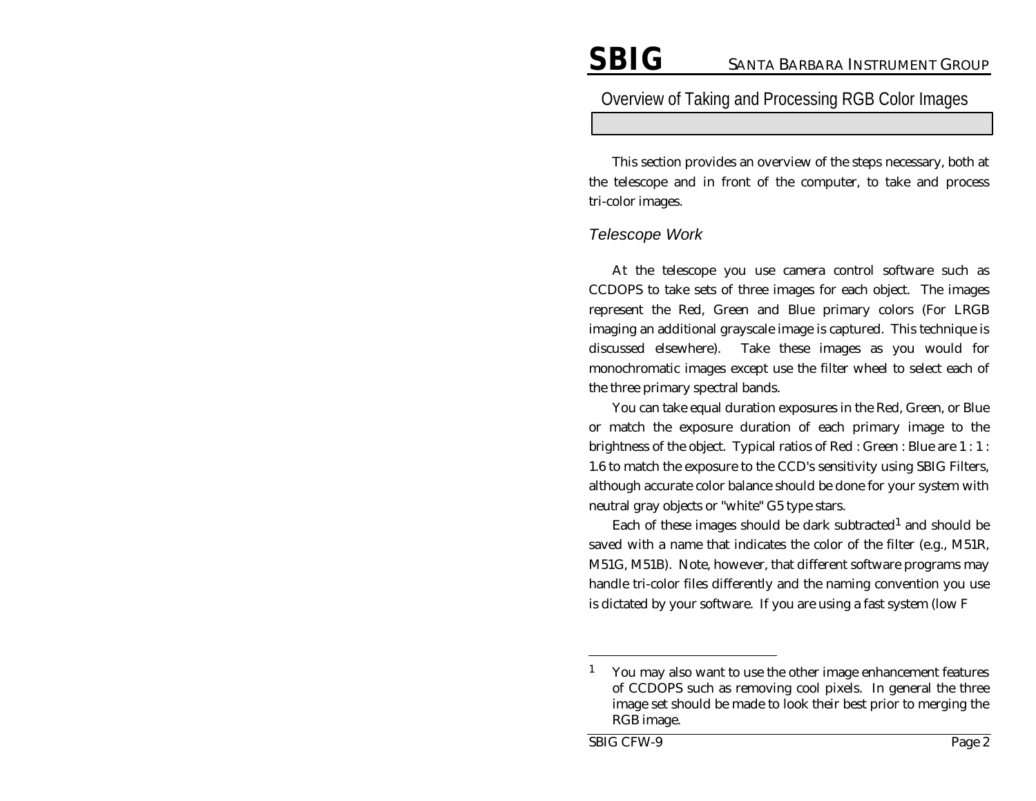# Overview of Taking and Processing RGB Color Images

This section provides an overview of the steps necessary, both at the telescope and in front of the computer, to take and process tri-color images.

## *Telescope Work*

At the telescope you use camera control software such as CCDOPS to take sets of three images for each object. The images represent the Red, Green and Blue primary colors (For LRGB imaging an additional grayscale image is captured. This technique is discussed elsewhere). Take these images as you would for monochromatic images except use the filter wheel to select each of the three primary spectral bands.

You can take equal duration exposures in the Red, Green, or Blue or match the exposure duration of each primary image to the brightness of the object. Typical ratios of Red : Green : Blue are 1 : 1 : 1.6 to match the exposure to the CCD's sensitivity using SBIG Filters, although accurate color balance should be done for your system with neutral gray objects or "white" G5 type stars.

Each of these images should be dark subtracted[1] and should be saved with a name that indicates the color of the filter (e.g., M51R, M51G, M51B). Note, however, that different software programs may handle tri-color files differently and the naming convention you use is dictated by your software. If you are using a fast system (low F

[1] You may also want to use the other image enhancement features of CCDOPS such as removing cool pixels. In general the three image set should be made to look their best prior to merging the RGB image.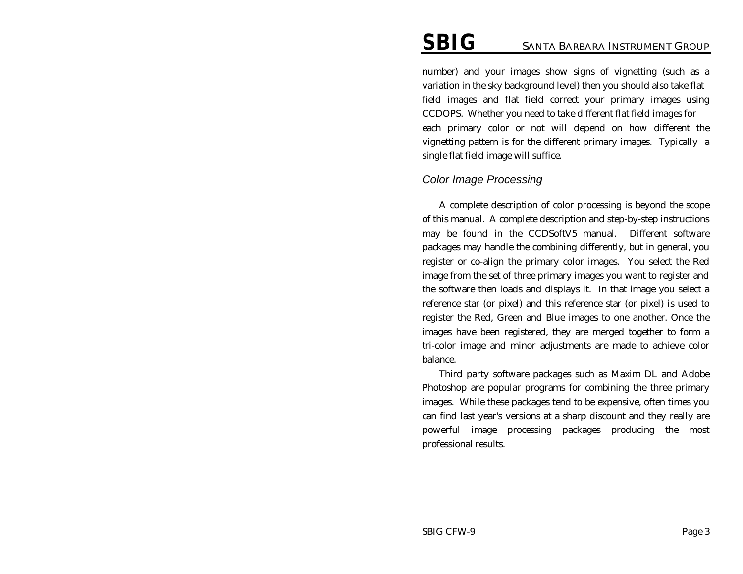number) and your images show signs of vignetting (such as a variation in the sky background level) then you should also take flat field images and flat field correct your primary images using CCDOPS. Whether you need to take different flat field images for each primary color or not will depend on how different the vignetting pattern is for the different primary images. Typically a single flat field image will suffice.

### *Color Image Processing*

A complete description of color processing is beyond the scope of this manual. A complete description and step-by-step instructions may be found in the CCDSoftV5 manual. Different software packages may handle the combining differently, but in general, you register or co-align the primary color images. You select the Red image from the set of three primary images you want to register and the software then loads and displays it. In that image you select a reference star (or pixel) and this reference star (or pixel) is used to register the Red, Green and Blue images to one another. Once the images have been registered, they are merged together to form a tri-color image and minor adjustments are made to achieve color balance.

Third party software packages such as Maxim DL and Adobe Photoshop are popular programs for combining the three primary images. While these packages tend to be expensive, often times you can find last year's versions at a sharp discount and they really are powerful image processing packages producing the most professional results.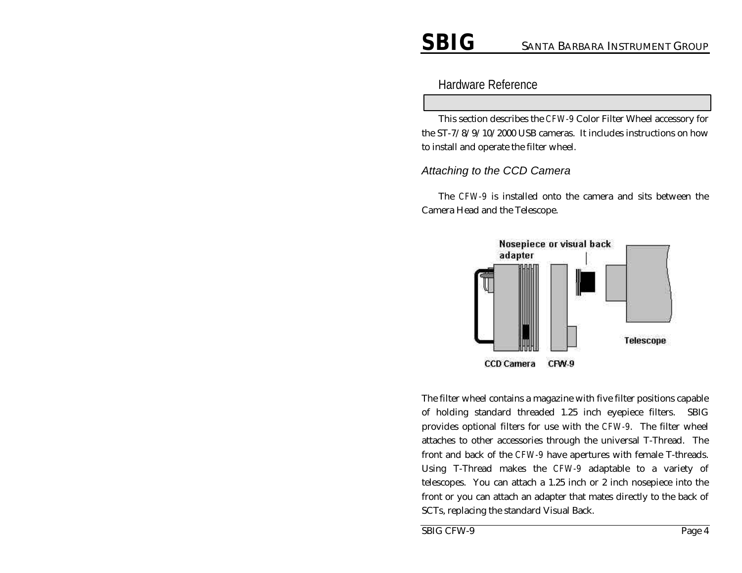# Hardware Reference

This section describes the CFW-9 Color Filter Wheel accessory for the ST-7/8/9/10/2000 USB cameras. It includes instructions on how to install and operate the filter wheel.

## *Attaching to the CCD Camera*

The CFW-9 is installed onto the camera and sits between the Camera Head and the Telescope.

The filter wheel contains a magazine with five filter positions capable of holding standard threaded 1.25 inch eyepiece filters. SBIG provides optional filters for use with the CFW-9. The filter wheel attaches to other accessories through the universal T-Thread. The front and back of the CFW-9 have apertures with female T-threads. Using T-Thread makes the CFW-9 adaptable to a variety of telescopes. You can attach a 1.25 inch or 2 inch nosepiece into the front or you can attach an adapter that mates directly to the back of SCTs, replacing the standard Visual Back.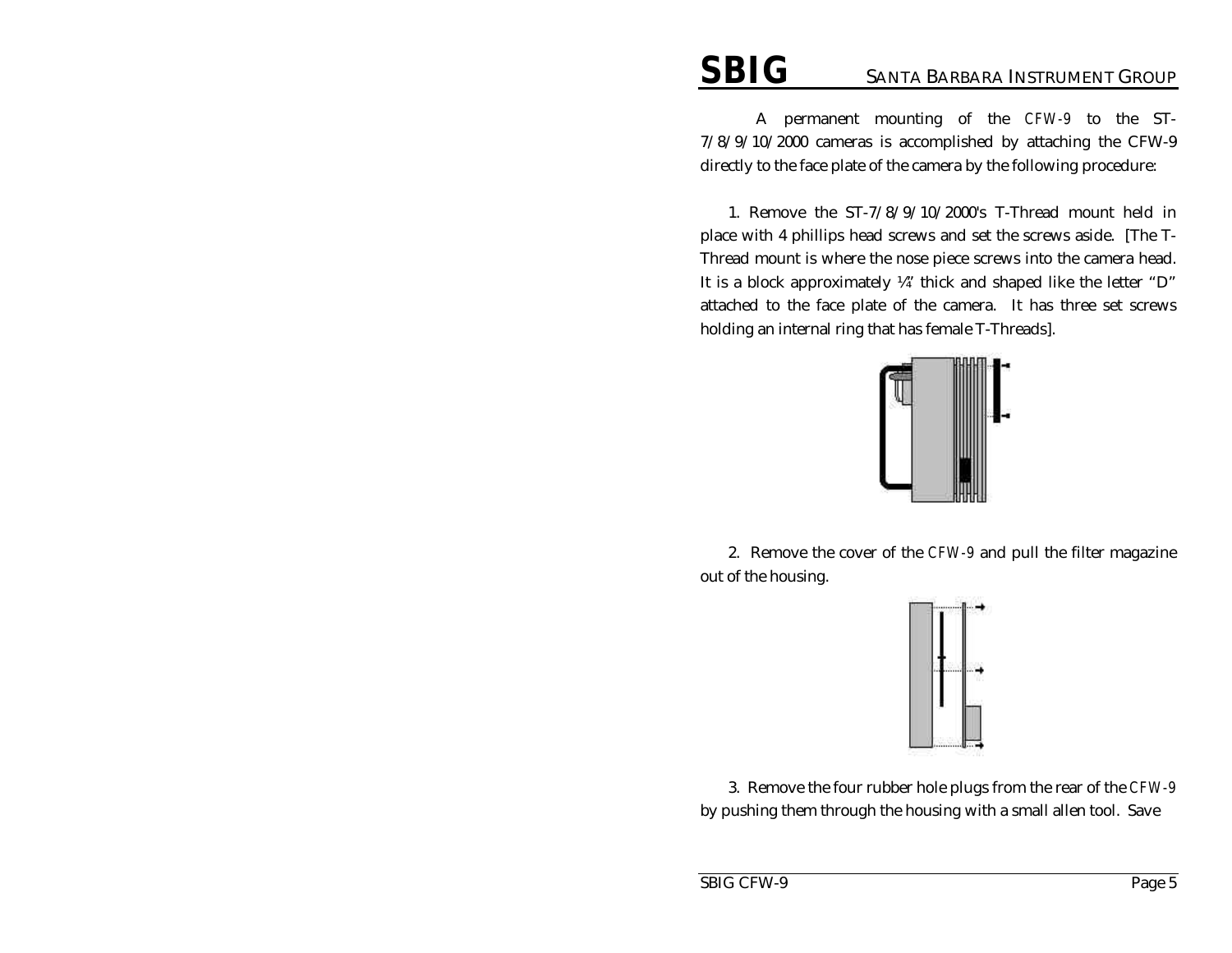A permanent mounting of the CFW-9 to the ST-7/8/9/10/2000 cameras is accomplished by attaching the CFW-9 directly to the face plate of the camera by the following procedure:

1. Remove the ST-7/8/9/10/2000's T-Thread mount held in place with 4 phillips head screws and set the screws aside. [The T-Thread mount is where the nose piece screws into the camera head. It is a block approximately ¼" thick and shaped like the letter "D" attached to the face plate of the camera. It has three set screws holding an internal ring that has female T-Threads].

2. Remove the cover of the CFW-9 and pull the filter magazine out of the housing.

3. Remove the four rubber hole plugs from the rear of the CFW-9 by pushing them through the housing with a small allen tool. Save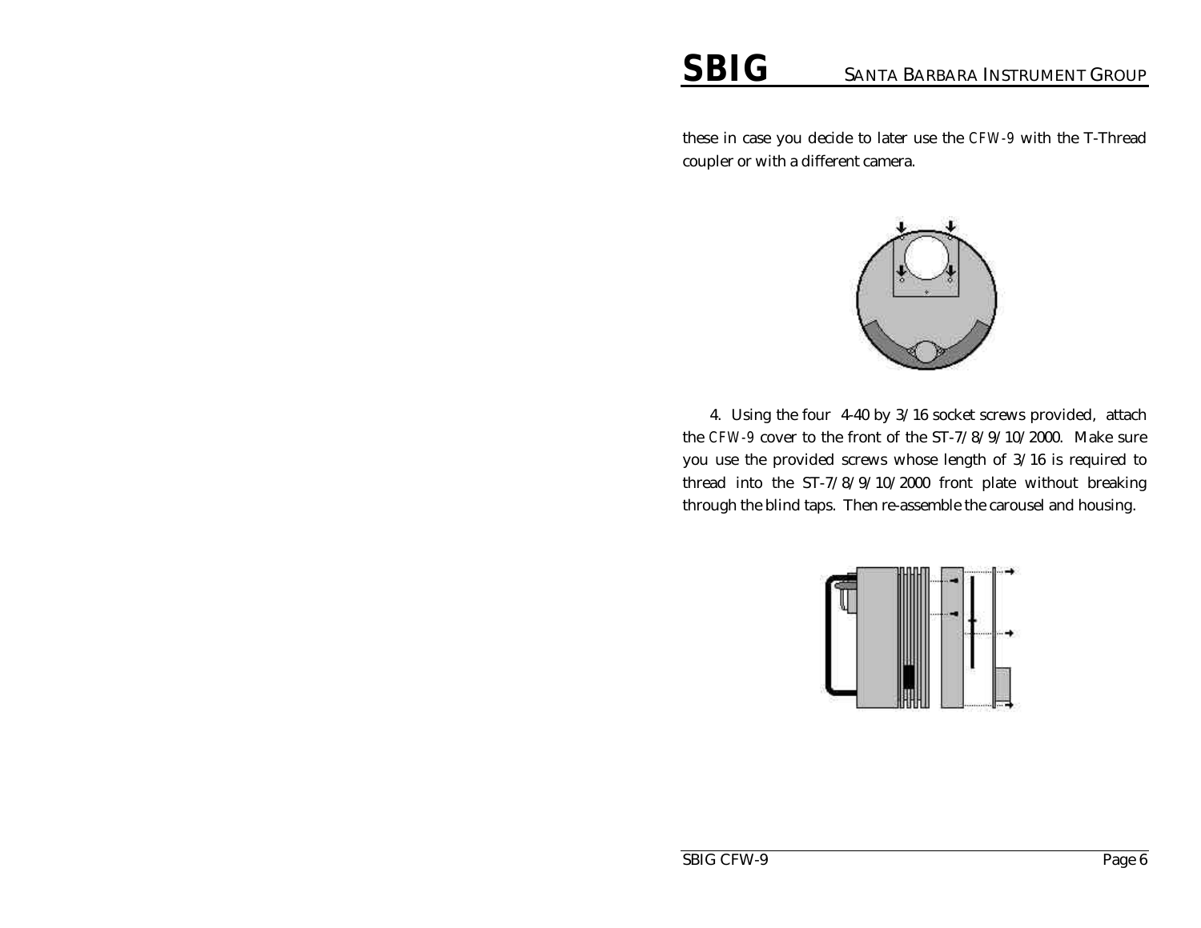these in case you decide to later use the CFW-9 with the T-Thread coupler or with a different camera.

4. Using the four 4-40 by 3/16 socket screws provided, attach the CFW-9 cover to the front of the ST-7/8/9/10/2000. Make sure you use the provided screws whose length of 3/16 is required to thread into the ST-7/8/9/10/2000 front plate without breaking through the blind taps. Then re-assemble the carousel and housing.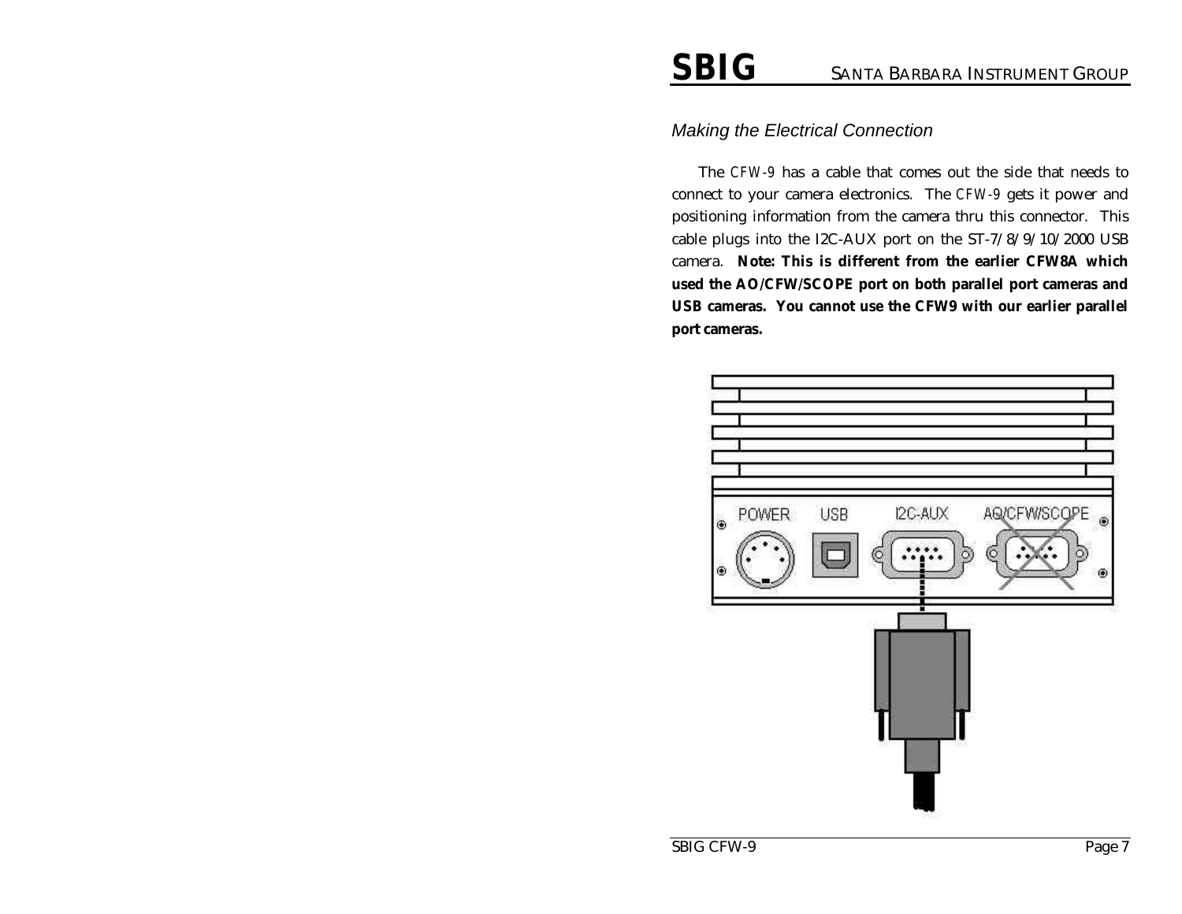## *Making the Electrical Connection*

The CFW-9 has a cable that comes out the side that needs to connect to your camera electronics. The CFW-9 gets it power and positioning information from the camera thru this connector. This cable plugs into the I2C-AUX port on the ST-7/8/9/10/2000 USB camera. **Note: This is different from the earlier CFW8A which used the AO/CFW/SCOPE port on both parallel port cameras and USB cameras. You cannot use the CFW9 with our earlier parallel port cameras.**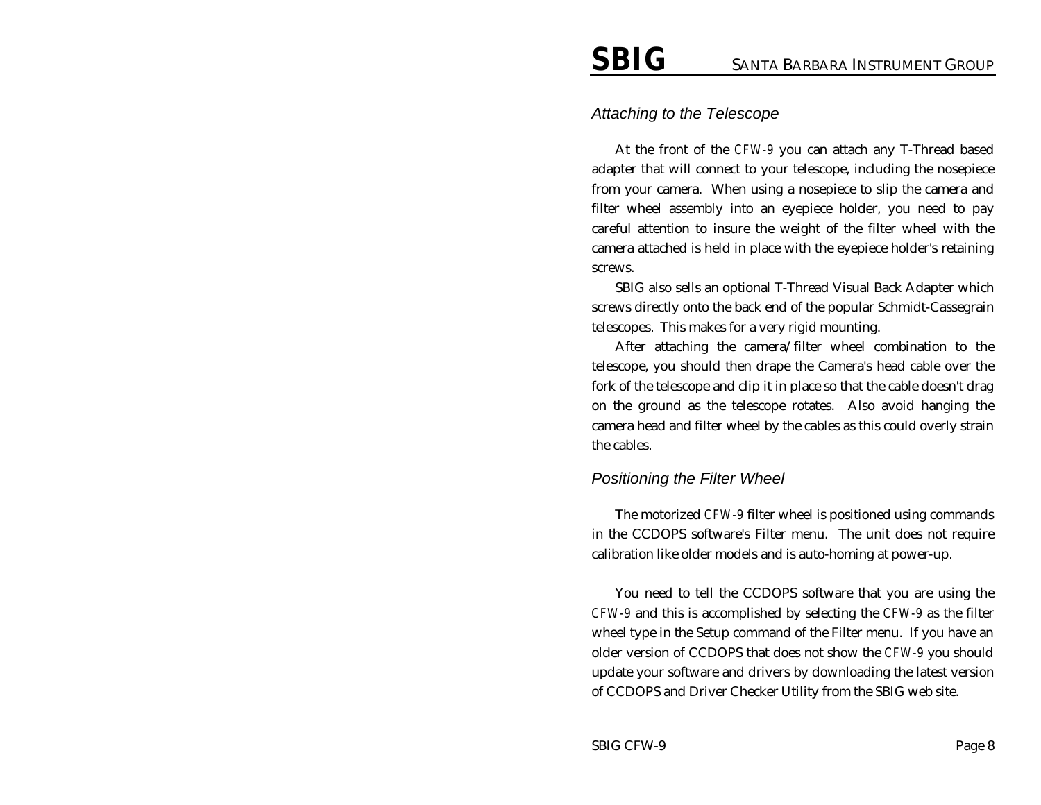### *Attaching to the Telescope*

At the front of the CFW-9 you can attach any T-Thread based adapter that will connect to your telescope, including the nosepiece from your camera. When using a nosepiece to slip the camera and filter wheel assembly into an eyepiece holder, you need to pay careful attention to insure the weight of the filter wheel with the camera attached is held in place with the eyepiece holder's retaining screws.

SBIG also sells an optional T-Thread Visual Back Adapter which screws directly onto the back end of the popular Schmidt-Cassegrain telescopes. This makes for a very rigid mounting.

After attaching the camera/filter wheel combination to the telescope, you should then drape the Camera's head cable over the fork of the telescope and clip it in place so that the cable doesn't drag on the ground as the telescope rotates. Also avoid hanging the camera head and filter wheel by the cables as this could overly strain the cables.

### *Positioning the Filter Wheel*

The motorized CFW-9 filter wheel is positioned using commands in the CCDOPS software's Filter menu. The unit does not require calibration like older models and is auto-homing at power-up.

You need to tell the CCDOPS software that you are using the CFW-9 and this is accomplished by selecting the CFW-9 as the filter wheel type in the Setup command of the Filter menu. If you have an older version of CCDOPS that does not show the CFW-9 you should update your software and drivers by downloading the latest version of CCDOPS and Driver Checker Utility from the SBIG web site.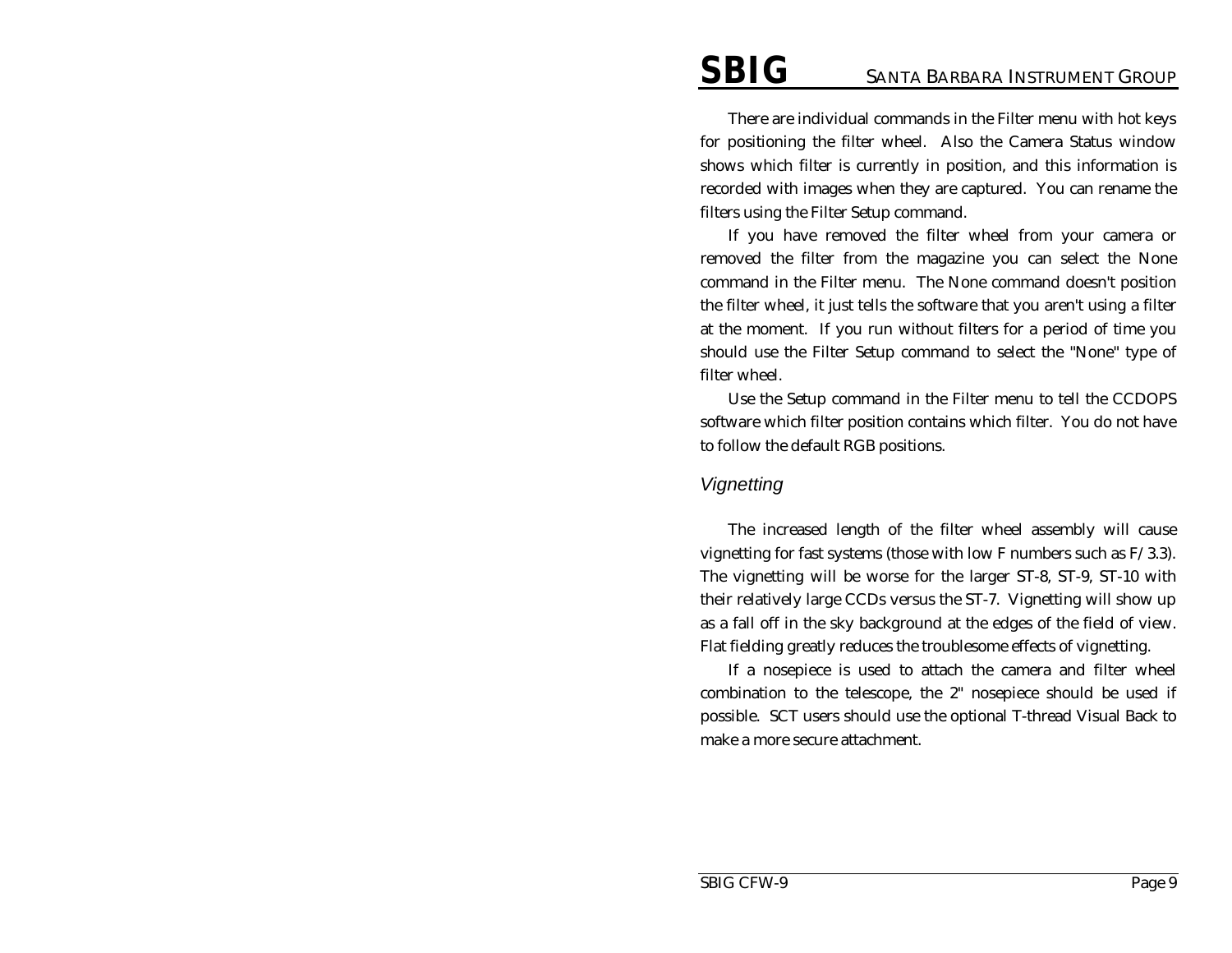There are individual commands in the Filter menu with hot keys for positioning the filter wheel. Also the Camera Status window shows which filter is currently in position, and this information is recorded with images when they are captured. You can rename the filters using the Filter Setup command.

If you have removed the filter wheel from your camera or removed the filter from the magazine you can select the None command in the Filter menu. The None command doesn't position the filter wheel, it just tells the software that you aren't using a filter at the moment. If you run without filters for a period of time you should use the Filter Setup command to select the "None" type of filter wheel.

Use the Setup command in the Filter menu to tell the CCDOPS software which filter position contains which filter. You do not have to follow the default RGB positions.

### *Vignetting*

The increased length of the filter wheel assembly will cause vignetting for fast systems (those with low F numbers such as F/3.3). The vignetting will be worse for the larger ST-8, ST-9, ST-10 with their relatively large CCDs versus the ST-7. Vignetting will show up as a fall off in the sky background at the edges of the field of view. Flat fielding greatly reduces the troublesome effects of vignetting.

If a nosepiece is used to attach the camera and filter wheel combination to the telescope, the 2" nosepiece should be used if possible. SCT users should use the optional T-thread Visual Back to make a more secure attachment.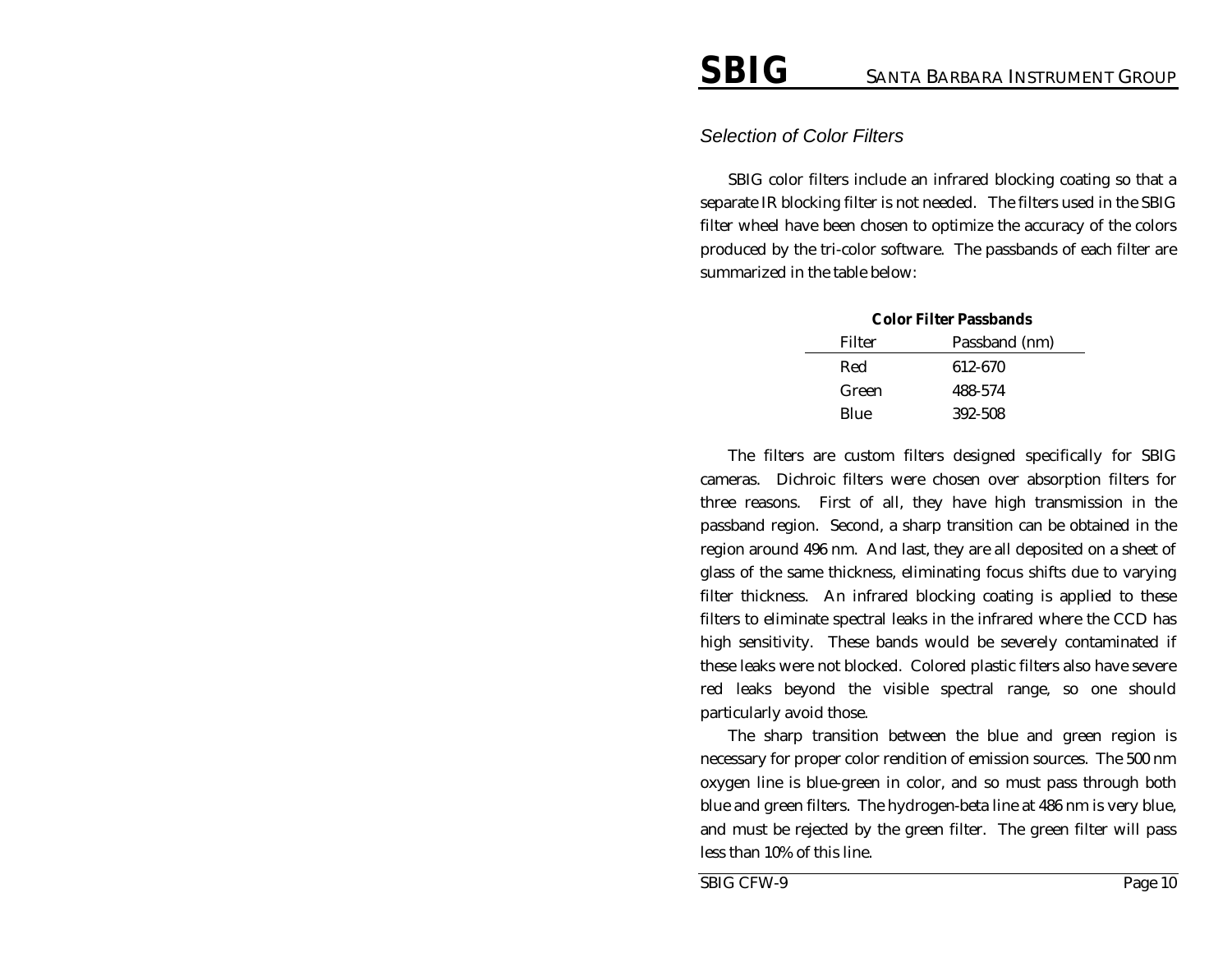## *Selection of Color Filters*

SBIG color filters include an infrared blocking coating so that a separate IR blocking filter is not needed. The filters used in the SBIG filter wheel have been chosen to optimize the accuracy of the colors produced by the tri-color software. The passbands of each filter are summarized in the table below:

**Color Filter Passbands**

| Filter | Passband (nm) |
|---|---|
| Red | 612-670 |
| Green | 488-574 |
| Blue | 392-508 |

The filters are custom filters designed specifically for SBIG cameras. Dichroic filters were chosen over absorption filters for three reasons. First of all, they have high transmission in the passband region. Second, a sharp transition can be obtained in the region around 496 nm. And last, they are all deposited on a sheet of glass of the same thickness, eliminating focus shifts due to varying filter thickness. An infrared blocking coating is applied to these filters to eliminate spectral leaks in the infrared where the CCD has high sensitivity. These bands would be severely contaminated if these leaks were not blocked. Colored plastic filters also have severe red leaks beyond the visible spectral range, so one should particularly avoid those.

The sharp transition between the blue and green region is necessary for proper color rendition of emission sources. The 500 nm oxygen line is blue-green in color, and so must pass through both blue and green filters. The hydrogen-beta line at 486 nm is very blue, and must be rejected by the green filter. The green filter will pass less than 10% of this line.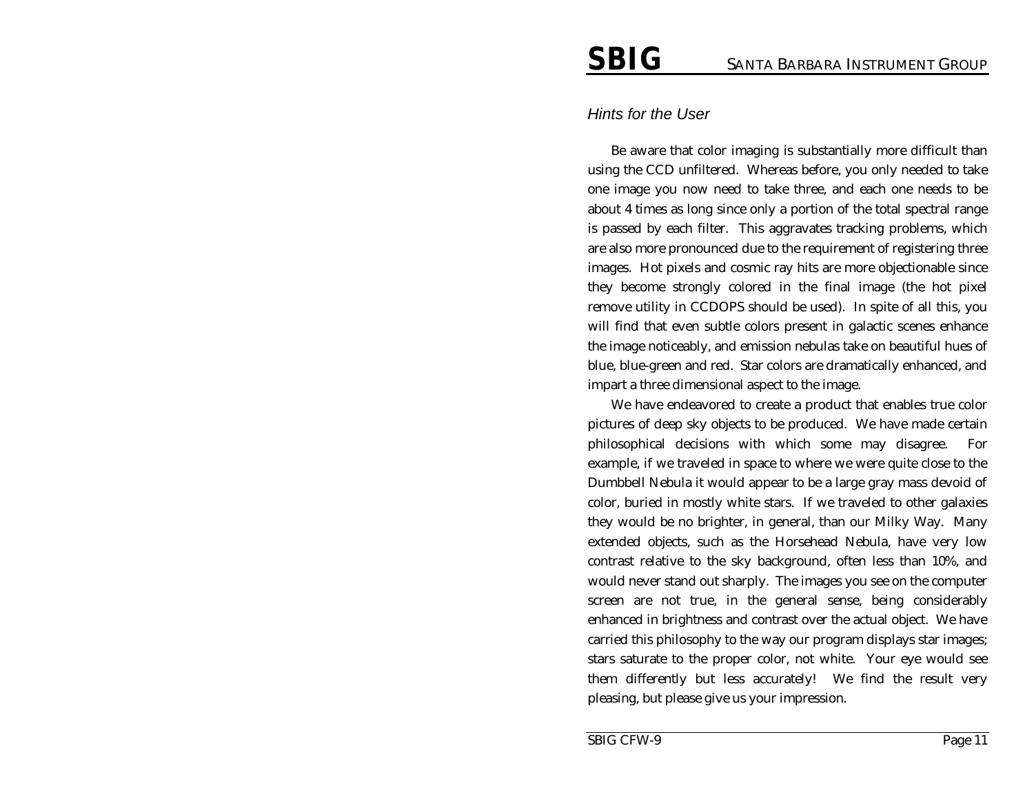### *Hints for the User*

Be aware that color imaging is substantially more difficult than using the CCD unfiltered. Whereas before, you only needed to take one image you now need to take three, and each one needs to be about 4 times as long since only a portion of the total spectral range is passed by each filter. This aggravates tracking problems, which are also more pronounced due to the requirement of registering three images. Hot pixels and cosmic ray hits are more objectionable since they become strongly colored in the final image (the hot pixel remove utility in CCDOPS should be used). In spite of all this, you will find that even subtle colors present in galactic scenes enhance the image noticeably, and emission nebulas take on beautiful hues of blue, blue-green and red. Star colors are dramatically enhanced, and impart a three dimensional aspect to the image.

We have endeavored to create a product that enables true color pictures of deep sky objects to be produced. We have made certain philosophical decisions with which some may disagree. For example, if we traveled in space to where we were quite close to the Dumbbell Nebula it would appear to be a large gray mass devoid of color, buried in mostly white stars. If we traveled to other galaxies they would be no brighter, in general, than our Milky Way. Many extended objects, such as the Horsehead Nebula, have very low contrast relative to the sky background, often less than 10%, and would never stand out sharply. The images you see on the computer screen are not true, in the general sense, being considerably enhanced in brightness and contrast over the actual object. We have carried this philosophy to the way our program displays star images; stars saturate to the proper color, not white. Your eye would see them differently but less accurately! We find the result very pleasing, but please give us your impression.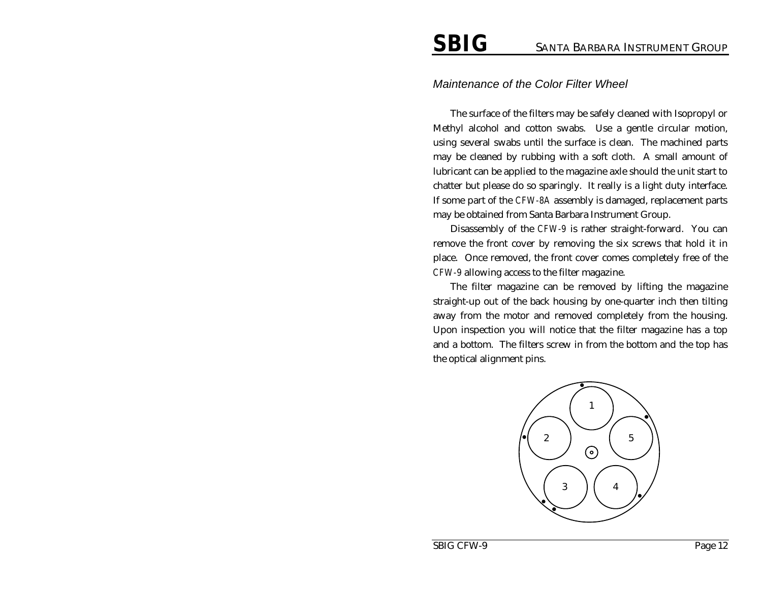## *Maintenance of the Color Filter Wheel*

The surface of the filters may be safely cleaned with Isopropyl or Methyl alcohol and cotton swabs. Use a gentle circular motion, using several swabs until the surface is clean. The machined parts may be cleaned by rubbing with a soft cloth. A small amount of lubricant can be applied to the magazine axle should the unit start to chatter but please do so sparingly. It really is a light duty interface. If some part of the CFW-8A assembly is damaged, replacement parts may be obtained from Santa Barbara Instrument Group.

Disassembly of the CFW-9 is rather straight-forward. You can remove the front cover by removing the six screws that hold it in place. Once removed, the front cover comes completely free of the CFW-9 allowing access to the filter magazine.

The filter magazine can be removed by lifting the magazine straight-up out of the back housing by one-quarter inch then tilting away from the motor and removed completely from the housing. Upon inspection you will notice that the filter magazine has a top and a bottom. The filters screw in from the bottom and the top has the optical alignment pins.

1

2

5

3

4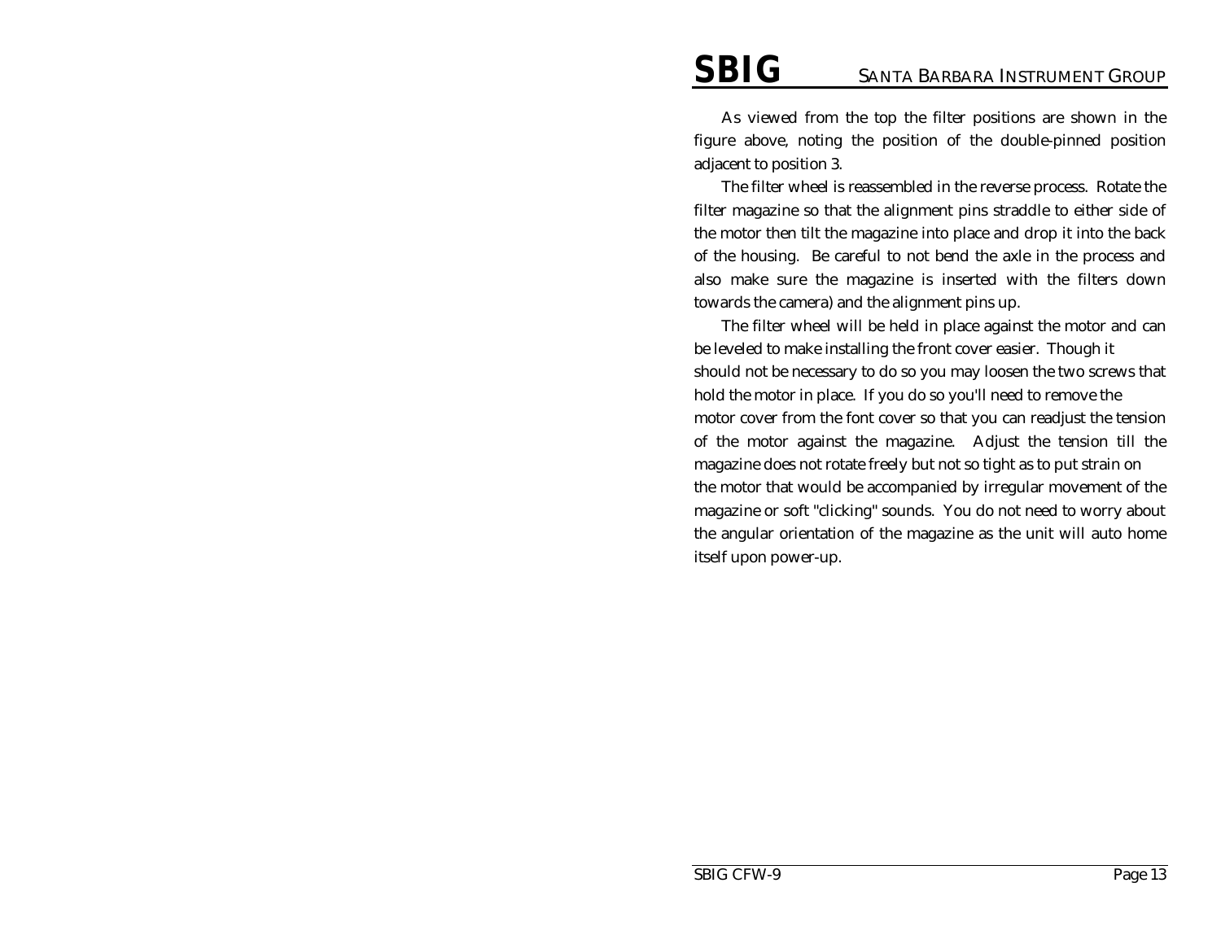As viewed from the top the filter positions are shown in the figure above, noting the position of the double-pinned position adjacent to position 3.

The filter wheel is reassembled in the reverse process. Rotate the filter magazine so that the alignment pins straddle to either side of the motor then tilt the magazine into place and drop it into the back of the housing. Be careful to not bend the axle in the process and also make sure the magazine is inserted with the filters down towards the camera) and the alignment pins up.

The filter wheel will be held in place against the motor and can be leveled to make installing the front cover easier. Though it should not be necessary to do so you may loosen the two screws that hold the motor in place. If you do so you'll need to remove the motor cover from the font cover so that you can readjust the tension of the motor against the magazine. Adjust the tension till the magazine does not rotate freely but not so tight as to put strain on the motor that would be accompanied by irregular movement of the magazine or soft "clicking" sounds. You do not need to worry about the angular orientation of the magazine as the unit will auto home itself upon power-up.